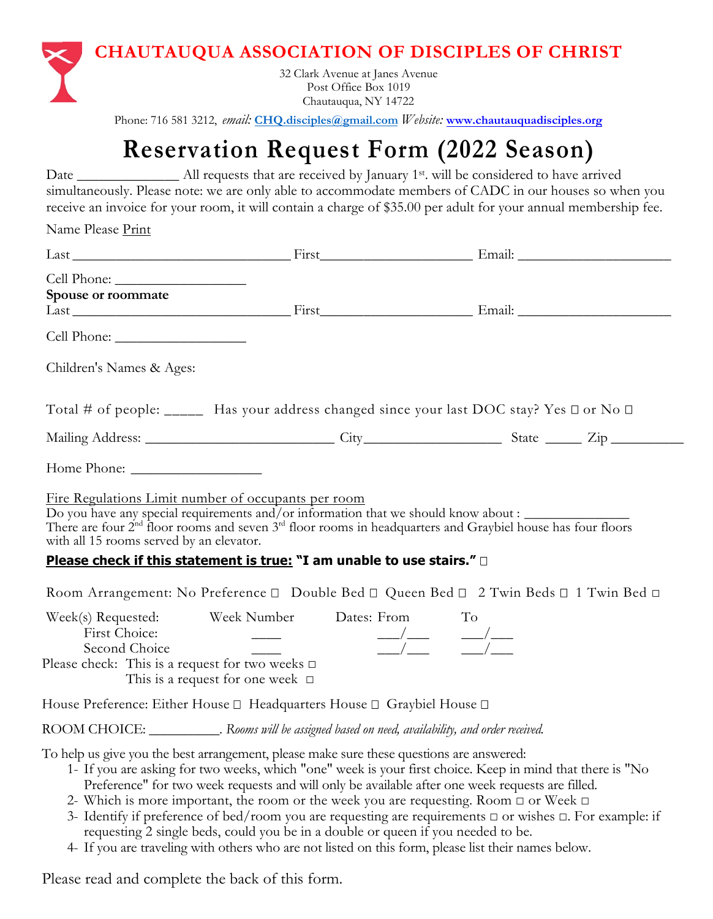# CHAUTAUQUA ASSOCIATION OF DISCIPLES OF CHRIST

32 Clark Avenue at Janes Avenue
Post Office Box 1019
Chautauqua, NY 14722

Phone: 716 581 3212, *email:* **CHQ.disciples@gmail.com** *Website:* **www.chautauquadisciples.org**

# Reservation Request Form (2022 Season)

Date ______________ All requests that are received by January 1st. will be considered to have arrived simultaneously. Please note: we are only able to accommodate members of CADC in our houses so when you receive an invoice for your room, it will contain a charge of $35.00 per adult for your annual membership fee.

Name Please Print

Last _______________________________ First____________________ Email: ____________________

Cell Phone: __________________

**Spouse or roommate**

Last _______________________________ First____________________ Email: ____________________

Cell Phone: __________________

Children's Names & Ages:

Total # of people: _____ Has your address changed since your last DOC stay? Yes ☐ or No ☐

Mailing Address: _________________________ City_________________ State _____ Zip __________

Home Phone: __________________

Fire Regulations Limit number of occupants per room

Do you have any special requirements and/or information that we should know about : ______________

There are four 2nd floor rooms and seven 3rd floor rooms in headquarters and Graybiel house has four floors with all 15 rooms served by an elevator.

**Please check if this statement is true: "I am unable to use stairs." ☐**

Room Arrangement: No Preference ☐ Double Bed ☐ Queen Bed ☐ 2 Twin Beds ☐ 1 Twin Bed ☐

| Week(s) Requested: | Week Number | Dates: From | To |
|---|---|---|---|
| First Choice: | ____ | ___/___ | ___/___ |
| Second Choice | ____ | ___/___ | ___/___ |

Please check: This is a request for two weeks ☐
This is a request for one week ☐

House Preference: Either House ☐ Headquarters House ☐ Graybiel House ☐

ROOM CHOICE: __________. *Rooms will be assigned based on need, availability, and order received.*

To help us give you the best arrangement, please make sure these questions are answered:

1- If you are asking for two weeks, which "one" week is your first choice. Keep in mind that there is "No Preference" for two week requests and will only be available after one week requests are filled.
2- Which is more important, the room or the week you are requesting. Room ☐ or Week ☐
3- Identify if preference of bed/room you are requesting are requirements ☐ or wishes ☐. For example: if requesting 2 single beds, could you be in a double or queen if you needed to be.
4- If you are traveling with others who are not listed on this form, please list their names below.

Please read and complete the back of this form.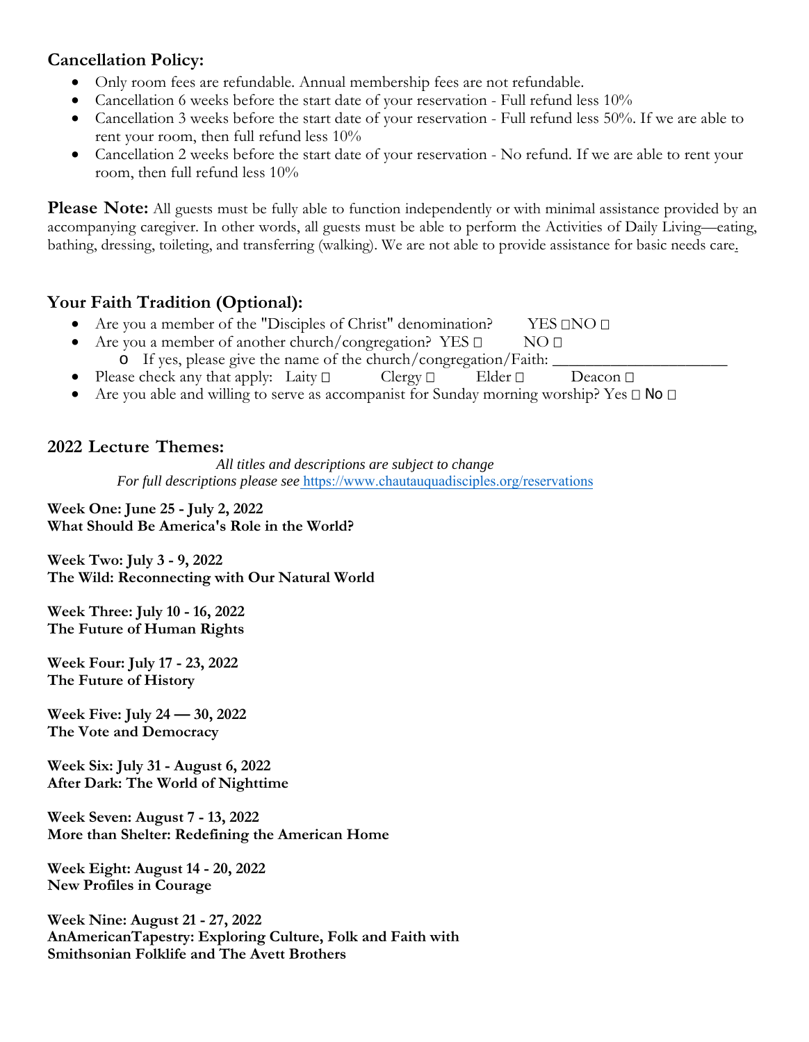## Cancellation Policy:

- Only room fees are refundable. Annual membership fees are not refundable.
- Cancellation 6 weeks before the start date of your reservation - Full refund less 10%
- Cancellation 3 weeks before the start date of your reservation - Full refund less 50%. If we are able to rent your room, then full refund less 10%
- Cancellation 2 weeks before the start date of your reservation - No refund. If we are able to rent your room, then full refund less 10%

**Please Note:** All guests must be fully able to function independently or with minimal assistance provided by an accompanying caregiver. In other words, all guests must be able to perform the Activities of Daily Living—eating, bathing, dressing, toileting, and transferring (walking). We are not able to provide assistance for basic needs care.

## Your Faith Tradition (Optional):

- Are you a member of the "Disciples of Christ" denomination? YES ☐ NO ☐
- Are you a member of another church/congregation? YES ☐ NO ☐
  - If yes, please give the name of the church/congregation/Faith: ______________________
- Please check any that apply: Laity ☐ Clergy ☐ Elder ☐ Deacon ☐
- Are you able and willing to serve as accompanist for Sunday morning worship? Yes ☐ No ☐

## 2022 Lecture Themes:

*All titles and descriptions are subject to change*

*For full descriptions please see* https://www.chautauquadisciples.org/reservations

**Week One: June 25 - July 2, 2022**
**What Should Be America's Role in the World?**

**Week Two: July 3 - 9, 2022**
**The Wild: Reconnecting with Our Natural World**

**Week Three: July 10 - 16, 2022**
**The Future of Human Rights**

**Week Four: July 17 - 23, 2022**
**The Future of History**

**Week Five: July 24 — 30, 2022**
**The Vote and Democracy**

**Week Six: July 31 - August 6, 2022**
**After Dark: The World of Nighttime**

**Week Seven: August 7 - 13, 2022**
**More than Shelter: Redefining the American Home**

**Week Eight: August 14 - 20, 2022**
**New Profiles in Courage**

**Week Nine: August 21 - 27, 2022**
**AnAmericanTapestry: Exploring Culture, Folk and Faith with Smithsonian Folklife and The Avett Brothers**